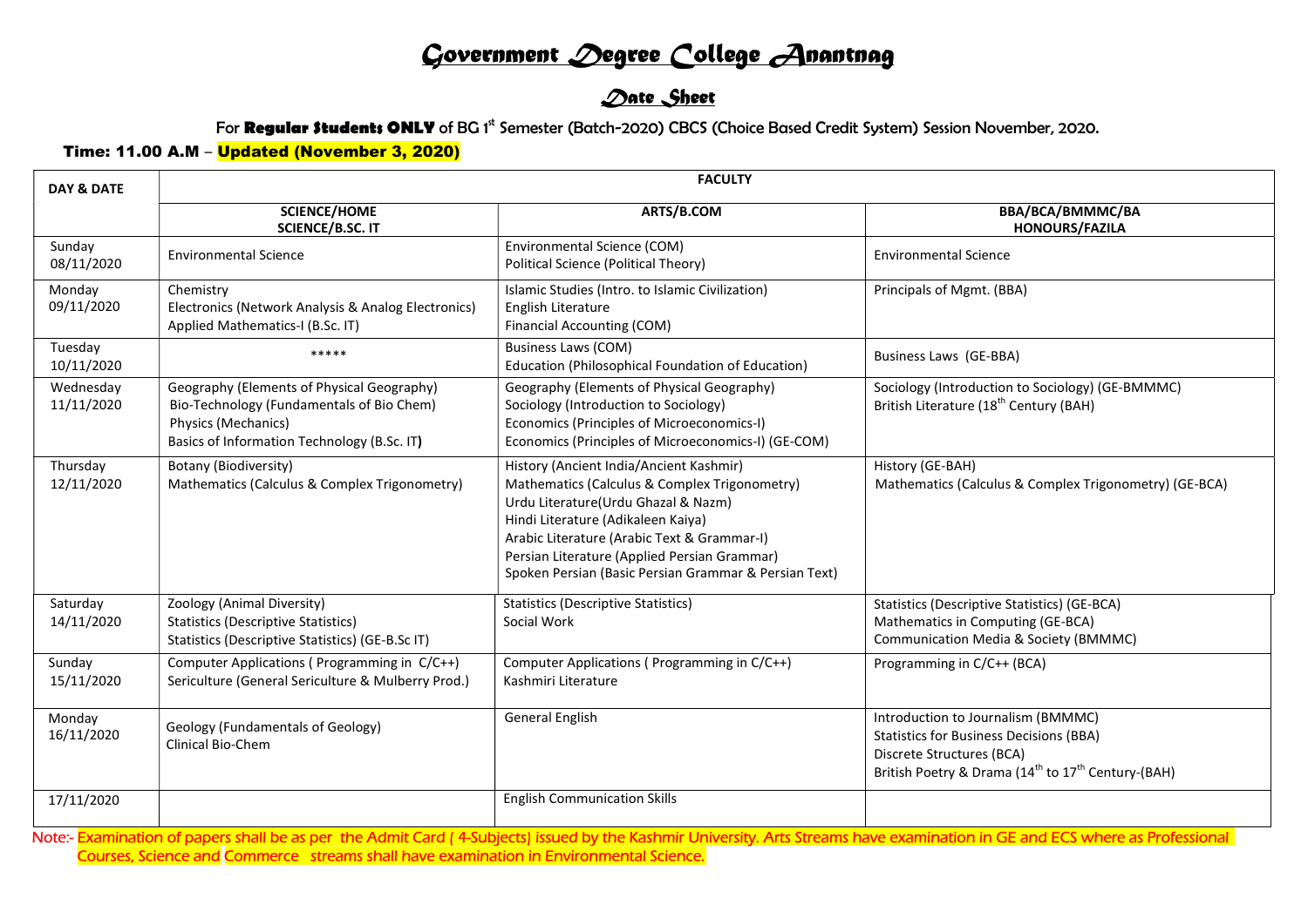# Government Degree College Anantnag

## Date Sheet

For **Regular Students ONLY** of BG 1st Semester (Batch-2020) CBCS (Choice Based Credit System) Session November, 2020.

**Time: 11.00 A.M – Updated (November 3, 2020)**

| DAY & DATE | FACULTY | | |
|---|---|---|---|
| | **SCIENCE/HOME SCIENCE/B.SC. IT** | **ARTS/B.COM** | **BBA/BCA/BMMMC/BA HONOURS/FAZILA** |
| Sunday 08/11/2020 | Environmental Science | Environmental Science (COM)<br>Political Science (Political Theory) | Environmental Science |
| Monday 09/11/2020 | Chemistry<br>Electronics (Network Analysis & Analog Electronics)<br>Applied Mathematics-I (B.Sc. IT) | Islamic Studies (Intro. to Islamic Civilization)<br>English Literature<br>Financial Accounting (COM) | Principals of Mgmt. (BBA) |
| Tuesday 10/11/2020 | ***** | Business Laws (COM)<br>Education (Philosophical Foundation of Education) | Business Laws (GE-BBA) |
| Wednesday 11/11/2020 | Geography (Elements of Physical Geography)<br>Bio-Technology (Fundamentals of Bio Chem)<br>Physics (Mechanics)<br>Basics of Information Technology (B.Sc. IT) | Geography (Elements of Physical Geography)<br>Sociology (Introduction to Sociology)<br>Economics (Principles of Microeconomics-I)<br>Economics (Principles of Microeconomics-I) (GE-COM) | Sociology (Introduction to Sociology) (GE-BMMMC)<br>British Literature (18th Century (BAH) |
| Thursday 12/11/2020 | Botany (Biodiversity)<br>Mathematics (Calculus & Complex Trigonometry) | History (Ancient India/Ancient Kashmir)<br>Mathematics (Calculus & Complex Trigonometry)<br>Urdu Literature(Urdu Ghazal & Nazm)<br>Hindi Literature (Adikaleen Kaiya)<br>Arabic Literature (Arabic Text & Grammar-I)<br>Persian Literature (Applied Persian Grammar)<br>Spoken Persian (Basic Persian Grammar & Persian Text) | History (GE-BAH)<br>Mathematics (Calculus & Complex Trigonometry) (GE-BCA) |
| Saturday 14/11/2020 | Zoology (Animal Diversity)<br>Statistics (Descriptive Statistics)<br>Statistics (Descriptive Statistics) (GE-B.Sc IT) | Statistics (Descriptive Statistics)<br>Social Work | Statistics (Descriptive Statistics) (GE-BCA)<br>Mathematics in Computing (GE-BCA)<br>Communication Media & Society (BMMMC) |
| Sunday 15/11/2020 | Computer Applications ( Programming in C/C++)<br>Sericulture (General Sericulture & Mulberry Prod.) | Computer Applications ( Programming in C/C++)<br>Kashmiri Literature | Programming in C/C++ (BCA) |
| Monday 16/11/2020 | Geology (Fundamentals of Geology)<br>Clinical Bio-Chem | General English | Introduction to Journalism (BMMMC)<br>Statistics for Business Decisions (BBA)<br>Discrete Structures (BCA)<br>British Poetry & Drama (14th to 17th Century-(BAH) |
| 17/11/2020 | | English Communication Skills | |

Note:- Examination of papers shall be as per the Admit Card ( 4-Subjects) issued by the Kashmir University. Arts Streams have examination in GE and ECS where as Professional Courses, Science and Commerce streams shall have examination in Environmental Science.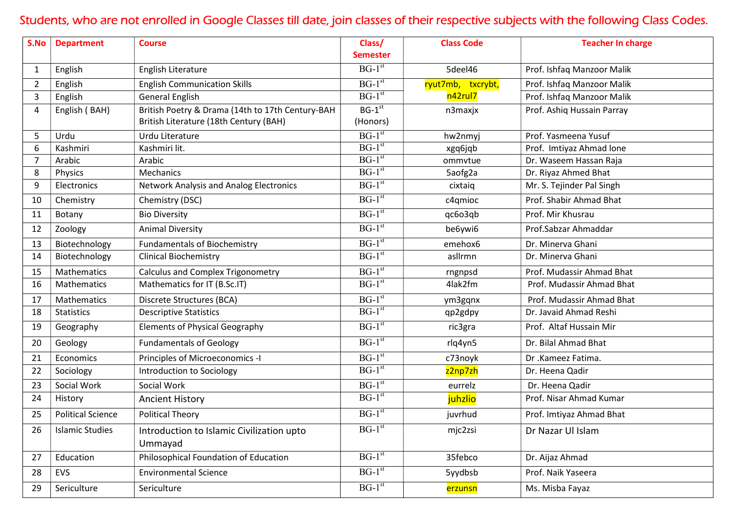Students, who are not enrolled in Google Classes till date, join classes of their respective subjects with the following Class Codes.

| S.No | Department | Course | Class/ Semester | Class Code | Teacher In charge |
|---|---|---|---|---|---|
| 1 | English | English Literature | BG-1st | 5deel46 | Prof. Ishfaq Manzoor Malik |
| 2 | English | English Communication Skills | BG-1st | ryut7mb, txcrybt, n42rul7 | Prof. Ishfaq Manzoor Malik |
| 3 | English | General English | BG-1st | | Prof. Ishfaq Manzoor Malik |
| 4 | English ( BAH) | British Poetry & Drama (14th to 17th Century-BAH British Literature (18th Century (BAH) | BG-1st (Honors) | n3maxjx | Prof. Ashiq Hussain Parray |
| 5 | Urdu | Urdu Literature | BG-1st | hw2nmyj | Prof. Yasmeena Yusuf |
| 6 | Kashmiri | Kashmiri lit. | BG-1st | xgq6jqb | Prof. Imtiyaz Ahmad lone |
| 7 | Arabic | Arabic | BG-1st | ommvtue | Dr. Waseem Hassan Raja |
| 8 | Physics | Mechanics | BG-1st | 5aofg2a | Dr. Riyaz Ahmed Bhat |
| 9 | Electronics | Network Analysis and Analog Electronics | BG-1st | cixtaiq | Mr. S. Tejinder Pal Singh |
| 10 | Chemistry | Chemistry (DSC) | BG-1st | c4qmioc | Prof. Shabir Ahmad Bhat |
| 11 | Botany | Bio Diversity | BG-1st | qc6o3qb | Prof. Mir Khusrau |
| 12 | Zoology | Animal Diversity | BG-1st | be6ywi6 | Prof.Sabzar Ahmaddar |
| 13 | Biotechnology | Fundamentals of Biochemistry | BG-1st | emehox6 | Dr. Minerva Ghani |
| 14 | Biotechnology | Clinical Biochemistry | BG-1st | asllrmn | Dr. Minerva Ghani |
| 15 | Mathematics | Calculus and Complex Trigonometry | BG-1st | rngnpsd | Prof. Mudassir Ahmad Bhat |
| 16 | Mathematics | Mathematics for IT (B.Sc.IT) | BG-1st | 4lak2fm | Prof. Mudassir Ahmad Bhat |
| 17 | Mathematics | Discrete Structures (BCA) | BG-1st | ym3gqnx | Prof. Mudassir Ahmad Bhat |
| 18 | Statistics | Descriptive Statistics | BG-1st | qp2gdpy | Dr. Javaid Ahmad Reshi |
| 19 | Geography | Elements of Physical Geography | BG-1st | ric3gra | Prof. Altaf Hussain Mir |
| 20 | Geology | Fundamentals of Geology | BG-1st | rlq4yn5 | Dr. Bilal Ahmad Bhat |
| 21 | Economics | Principles of Microeconomics -I | BG-1st | c73noyk | Dr .Kameez Fatima. |
| 22 | Sociology | Introduction to Sociology | BG-1st | z2np7zh | Dr. Heena Qadir |
| 23 | Social Work | Social Work | BG-1st | eurrelz | Dr. Heena Qadir |
| 24 | History | Ancient History | BG-1st | juhzlio | Prof. Nisar Ahmad Kumar |
| 25 | Political Science | Political Theory | BG-1st | juvrhud | Prof. Imtiyaz Ahmad Bhat |
| 26 | Islamic Studies | Introduction to Islamic Civilization upto Ummayad | BG-1st | mjc2zsi | Dr Nazar Ul Islam |
| 27 | Education | Philosophical Foundation of Education | BG-1st | 35febco | Dr. Aijaz Ahmad |
| 28 | EVS | Environmental Science | BG-1st | 5yydbsb | Prof. Naik Yaseera |
| 29 | Sericulture | Sericulture | BG-1st | erzunsn | Ms. Misba Fayaz |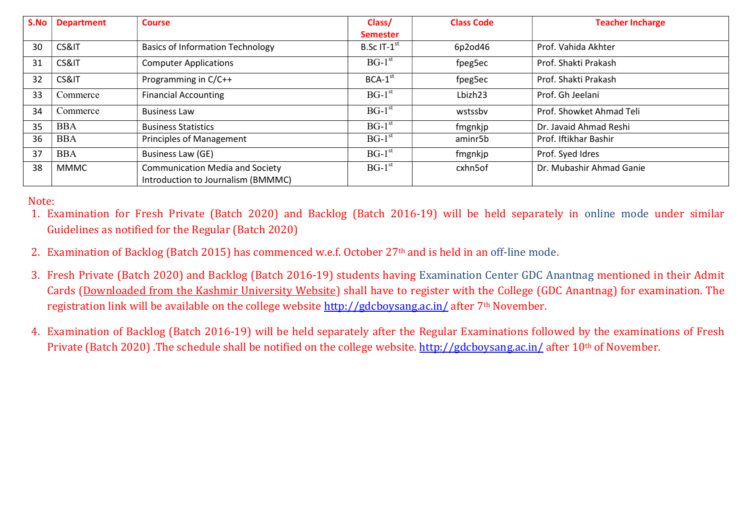| S.No | Department | Course | Class/ Semester | Class Code | Teacher Incharge |
|---|---|---|---|---|---|
| 30 | CS&IT | Basics of Information Technology | B.Sc IT-1st | 6p2od46 | Prof. Vahida Akhter |
| 31 | CS&IT | Computer Applications | BG-1st | fpeg5ec | Prof. Shakti Prakash |
| 32 | CS&IT | Programming in C/C++ | BCA-1st | fpeg5ec | Prof. Shakti Prakash |
| 33 | Commerce | Financial Accounting | BG-1st | Lbizh23 | Prof. Gh Jeelani |
| 34 | Commerce | Business Law | BG-1st | wstssbv | Prof. Showket Ahmad Teli |
| 35 | BBA | Business Statistics | BG-1st | fmgnkjp | Dr. Javaid Ahmad Reshi |
| 36 | BBA | Principles of Management | BG-1st | aminr5b | Prof. Iftikhar Bashir |
| 37 | BBA | Business Law (GE) | BG-1st | fmgnkjp | Prof. Syed Idres |
| 38 | MMMC | Communication Media and Society Introduction to Journalism (BMMMC) | BG-1st | cxhn5of | Dr. Mubashir Ahmad Ganie |

Note:

1. Examination for Fresh Private (Batch 2020) and Backlog (Batch 2016-19) will be held separately in online mode under similar Guidelines as notified for the Regular (Batch 2020)
2. Examination of Backlog (Batch 2015) has commenced w.e.f. October 27th and is held in an off-line mode.
3. Fresh Private (Batch 2020) and Backlog (Batch 2016-19) students having Examination Center GDC Anantnag mentioned in their Admit Cards (Downloaded from the Kashmir University Website) shall have to register with the College (GDC Anantnag) for examination. The registration link will be available on the college website http://gdcboysang.ac.in/ after 7th November.
4. Examination of Backlog (Batch 2016-19) will be held separately after the Regular Examinations followed by the examinations of Fresh Private (Batch 2020) .The schedule shall be notified on the college website. http://gdcboysang.ac.in/ after 10th of November.